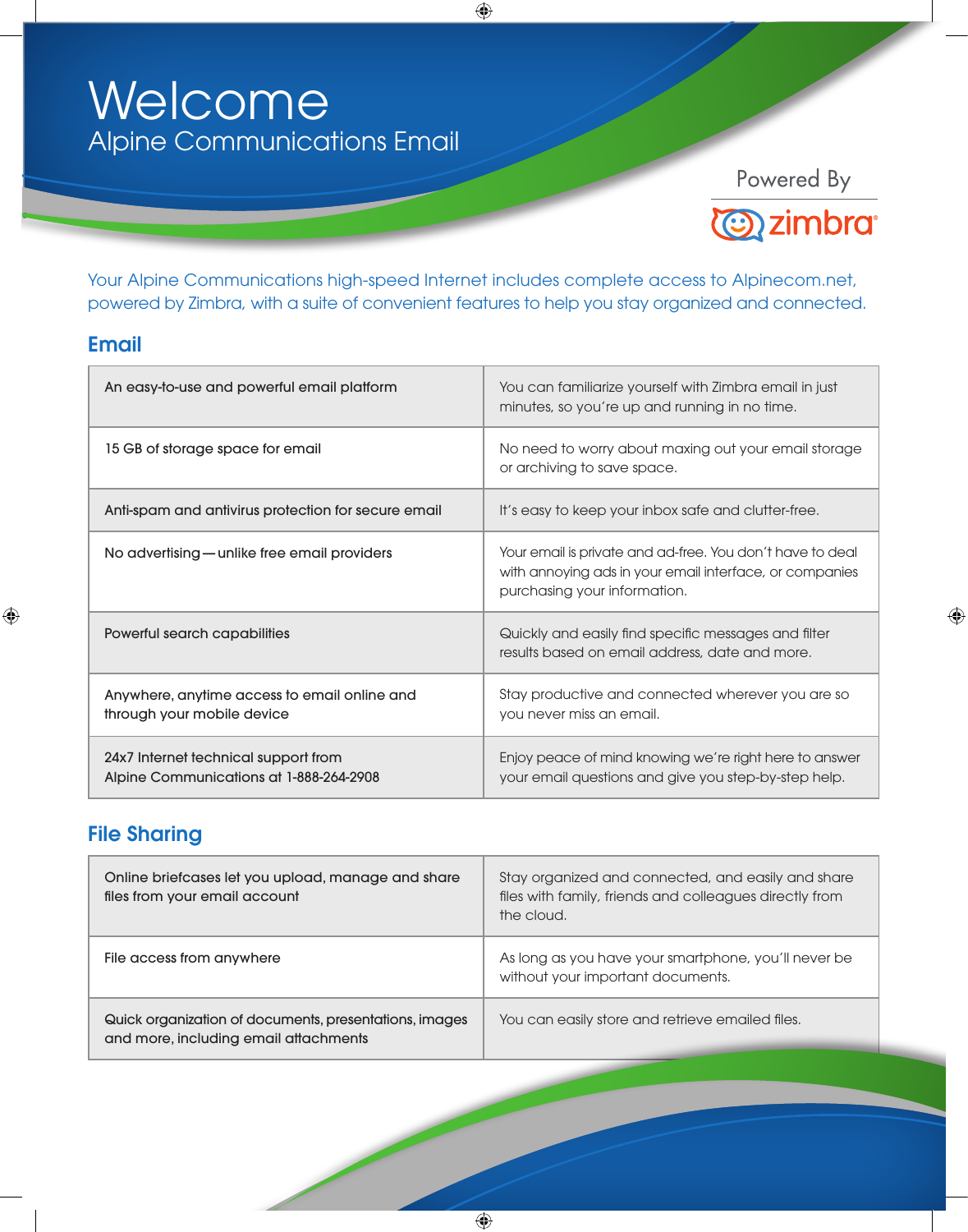# Welcome

## Alpine Communications Email

Powered By

zimbra

Your Alpine Communications high-speed Internet includes complete access to Alpinecom.net, powered by Zimbra, with a suite of convenient features to help you stay organized and connected.

## Email

| | |
|---|---|
| An easy-to-use and powerful email platform | You can familiarize yourself with Zimbra email in just minutes, so you're up and running in no time. |
| 15 GB of storage space for email | No need to worry about maxing out your email storage or archiving to save space. |
| Anti-spam and antivirus protection for secure email | It's easy to keep your inbox safe and clutter-free. |
| No advertising — unlike free email providers | Your email is private and ad-free. You don't have to deal with annoying ads in your email interface, or companies purchasing your information. |
| Powerful search capabilities | Quickly and easily find specific messages and filter results based on email address, date and more. |
| Anywhere, anytime access to email online and through your mobile device | Stay productive and connected wherever you are so you never miss an email. |
| 24x7 Internet technical support from Alpine Communications at 1-888-264-2908 | Enjoy peace of mind knowing we're right here to answer your email questions and give you step-by-step help. |

## File Sharing

| | |
|---|---|
| Online briefcases let you upload, manage and share files from your email account | Stay organized and connected, and easily and share files with family, friends and colleagues directly from the cloud. |
| File access from anywhere | As long as you have your smartphone, you'll never be without your important documents. |
| Quick organization of documents, presentations, images and more, including email attachments | You can easily store and retrieve emailed files. |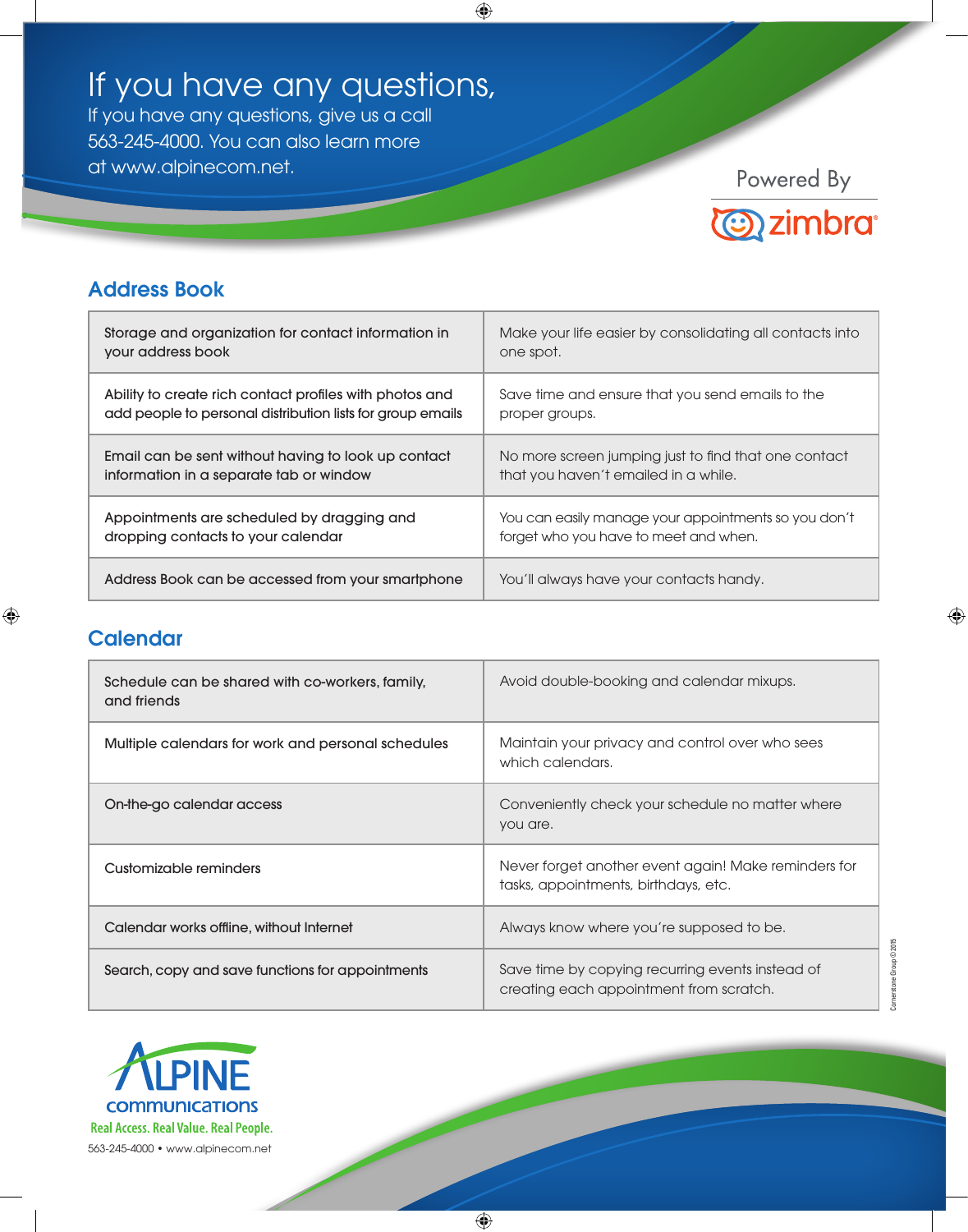# If you have any questions,

If you have any questions, give us a call 563-245-4000. You can also learn more at www.alpinecom.net.

Powered By zimbra

## Address Book

| | |
|---|---|
| Storage and organization for contact information in your address book | Make your life easier by consolidating all contacts into one spot. |
| Ability to create rich contact profiles with photos and add people to personal distribution lists for group emails | Save time and ensure that you send emails to the proper groups. |
| Email can be sent without having to look up contact information in a separate tab or window | No more screen jumping just to find that one contact that you haven't emailed in a while. |
| Appointments are scheduled by dragging and dropping contacts to your calendar | You can easily manage your appointments so you don't forget who you have to meet and when. |
| Address Book can be accessed from your smartphone | You'll always have your contacts handy. |

## Calendar

| | |
|---|---|
| Schedule can be shared with co-workers, family, and friends | Avoid double-booking and calendar mixups. |
| Multiple calendars for work and personal schedules | Maintain your privacy and control over who sees which calendars. |
| On-the-go calendar access | Conveniently check your schedule no matter where you are. |
| Customizable reminders | Never forget another event again! Make reminders for tasks, appointments, birthdays, etc. |
| Calendar works offline, without Internet | Always know where you're supposed to be. |
| Search, copy and save functions for appointments | Save time by copying recurring events instead of creating each appointment from scratch. |

Cornerstone Group © 2015

ALPINE communications

Real Access. Real Value. Real People.

563-245-4000 • www.alpinecom.net